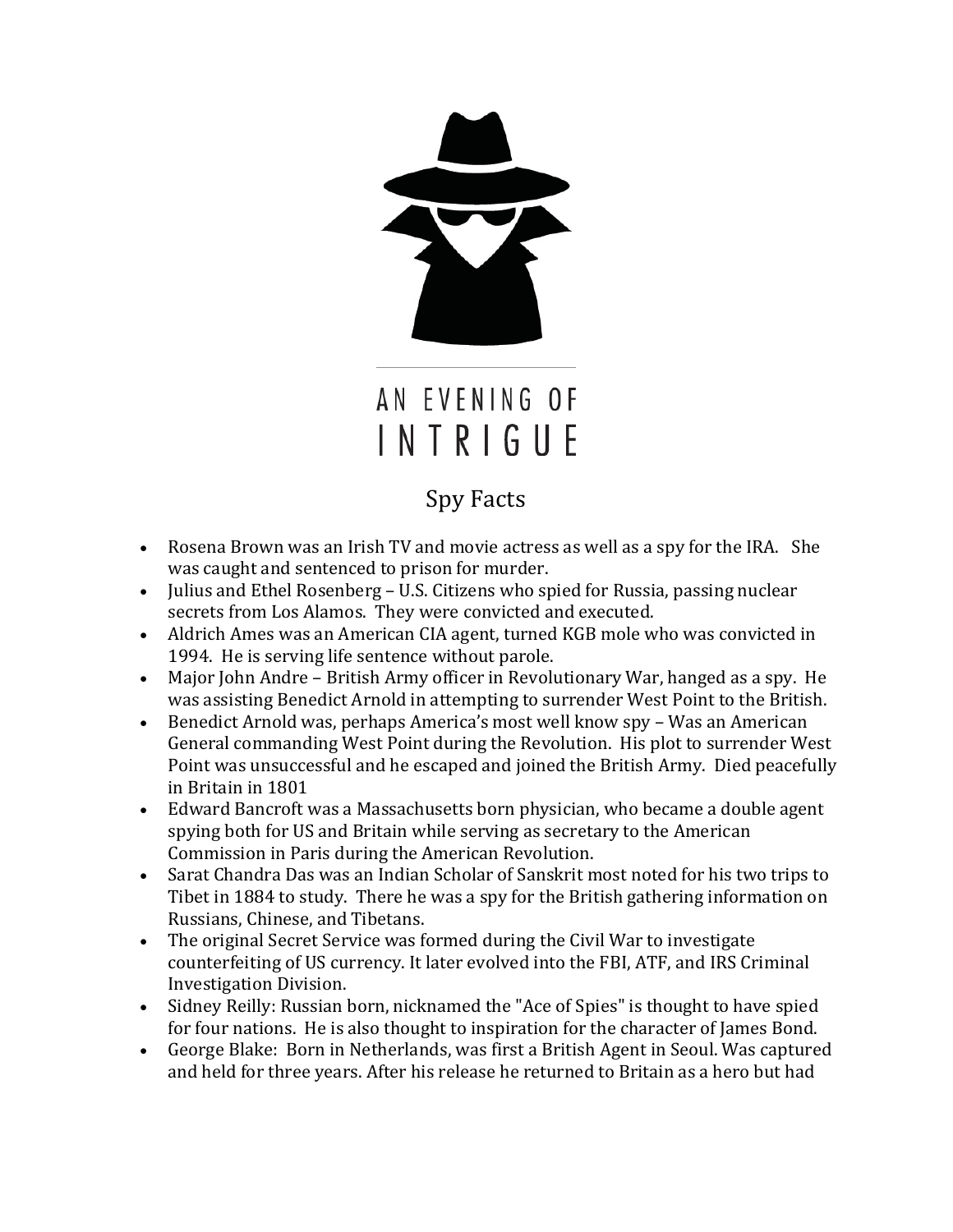# AN EVENING OF INTRIGUE

## Spy Facts

- Rosena Brown was an Irish TV and movie actress as well as a spy for the IRA. She was caught and sentenced to prison for murder.
- Julius and Ethel Rosenberg – U.S. Citizens who spied for Russia, passing nuclear secrets from Los Alamos. They were convicted and executed.
- Aldrich Ames was an American CIA agent, turned KGB mole who was convicted in 1994. He is serving life sentence without parole.
- Major John Andre – British Army officer in Revolutionary War, hanged as a spy. He was assisting Benedict Arnold in attempting to surrender West Point to the British.
- Benedict Arnold was, perhaps America's most well know spy – Was an American General commanding West Point during the Revolution. His plot to surrender West Point was unsuccessful and he escaped and joined the British Army. Died peacefully in Britain in 1801
- Edward Bancroft was a Massachusetts born physician, who became a double agent spying both for US and Britain while serving as secretary to the American Commission in Paris during the American Revolution.
- Sarat Chandra Das was an Indian Scholar of Sanskrit most noted for his two trips to Tibet in 1884 to study. There he was a spy for the British gathering information on Russians, Chinese, and Tibetans.
- The original Secret Service was formed during the Civil War to investigate counterfeiting of US currency. It later evolved into the FBI, ATF, and IRS Criminal Investigation Division.
- Sidney Reilly: Russian born, nicknamed the "Ace of Spies" is thought to have spied for four nations. He is also thought to inspiration for the character of James Bond.
- George Blake: Born in Netherlands, was first a British Agent in Seoul. Was captured and held for three years. After his release he returned to Britain as a hero but had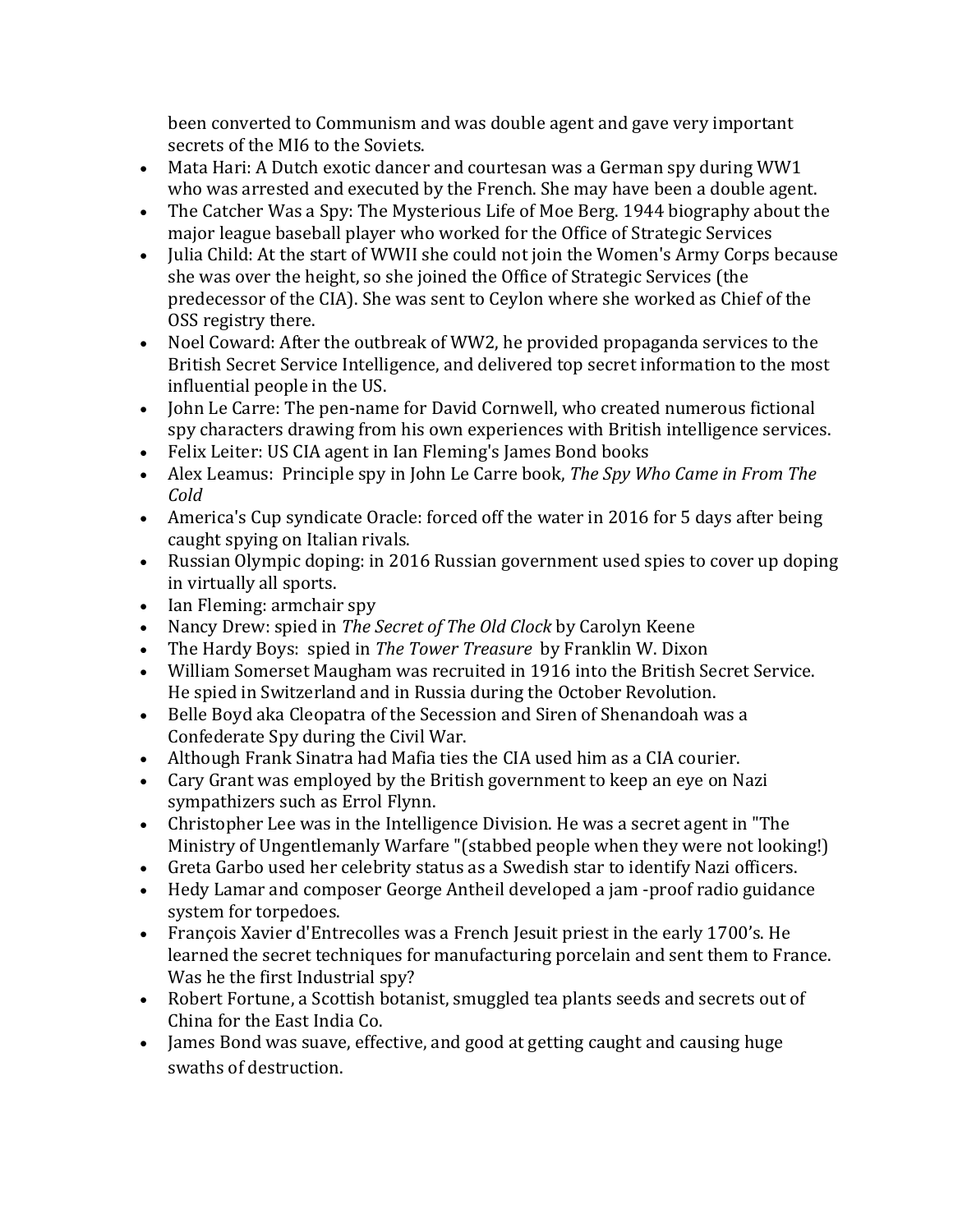been converted to Communism and was double agent and gave very important secrets of the MI6 to the Soviets.

- Mata Hari: A Dutch exotic dancer and courtesan was a German spy during WW1 who was arrested and executed by the French. She may have been a double agent.
- The Catcher Was a Spy: The Mysterious Life of Moe Berg. 1944 biography about the major league baseball player who worked for the Office of Strategic Services
- Julia Child: At the start of WWII she could not join the Women's Army Corps because she was over the height, so she joined the Office of Strategic Services (the predecessor of the CIA). She was sent to Ceylon where she worked as Chief of the OSS registry there.
- Noel Coward: After the outbreak of WW2, he provided propaganda services to the British Secret Service Intelligence, and delivered top secret information to the most influential people in the US.
- John Le Carre: The pen-name for David Cornwell, who created numerous fictional spy characters drawing from his own experiences with British intelligence services.
- Felix Leiter: US CIA agent in Ian Fleming's James Bond books
- Alex Leamus: Principle spy in John Le Carre book, *The Spy Who Came in From The Cold*
- America's Cup syndicate Oracle: forced off the water in 2016 for 5 days after being caught spying on Italian rivals.
- Russian Olympic doping: in 2016 Russian government used spies to cover up doping in virtually all sports.
- Ian Fleming: armchair spy
- Nancy Drew: spied in *The Secret of The Old Clock* by Carolyn Keene
- The Hardy Boys: spied in *The Tower Treasure* by Franklin W. Dixon
- William Somerset Maugham was recruited in 1916 into the British Secret Service. He spied in Switzerland and in Russia during the October Revolution.
- Belle Boyd aka Cleopatra of the Secession and Siren of Shenandoah was a Confederate Spy during the Civil War.
- Although Frank Sinatra had Mafia ties the CIA used him as a CIA courier.
- Cary Grant was employed by the British government to keep an eye on Nazi sympathizers such as Errol Flynn.
- Christopher Lee was in the Intelligence Division. He was a secret agent in "The Ministry of Ungentlemanly Warfare "(stabbed people when they were not looking!)
- Greta Garbo used her celebrity status as a Swedish star to identify Nazi officers.
- Hedy Lamar and composer George Antheil developed a jam -proof radio guidance system for torpedoes.
- François Xavier d'Entrecolles was a French Jesuit priest in the early 1700's. He learned the secret techniques for manufacturing porcelain and sent them to France. Was he the first Industrial spy?
- Robert Fortune, a Scottish botanist, smuggled tea plants seeds and secrets out of China for the East India Co.
- James Bond was suave, effective, and good at getting caught and causing huge swaths of destruction.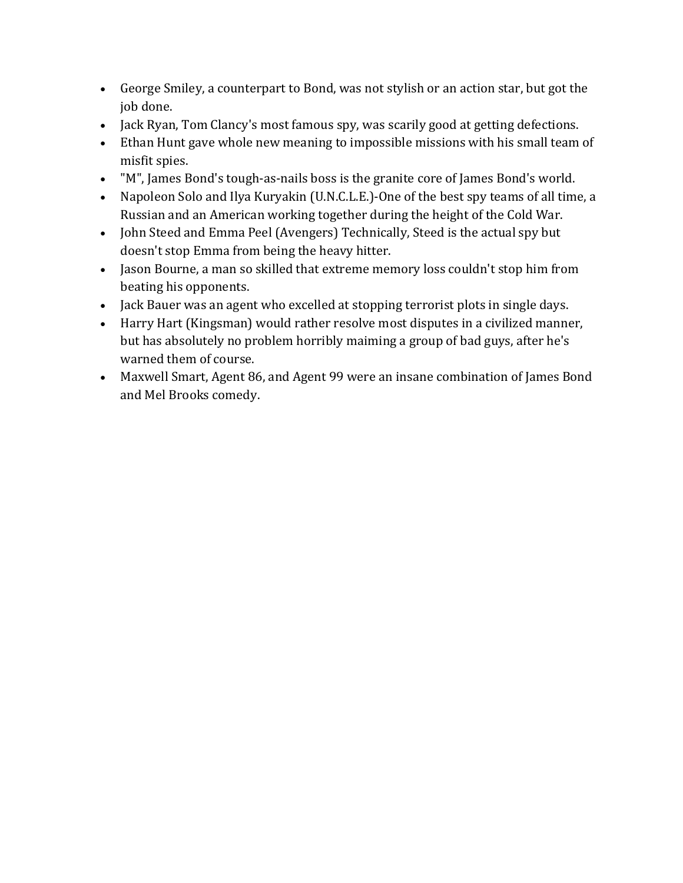- George Smiley, a counterpart to Bond, was not stylish or an action star, but got the job done.
- Jack Ryan, Tom Clancy's most famous spy, was scarily good at getting defections.
- Ethan Hunt gave whole new meaning to impossible missions with his small team of misfit spies.
- "M", James Bond's tough-as-nails boss is the granite core of James Bond's world.
- Napoleon Solo and Ilya Kuryakin (U.N.C.L.E.)-One of the best spy teams of all time, a Russian and an American working together during the height of the Cold War.
- John Steed and Emma Peel (Avengers) Technically, Steed is the actual spy but doesn't stop Emma from being the heavy hitter.
- Jason Bourne, a man so skilled that extreme memory loss couldn't stop him from beating his opponents.
- Jack Bauer was an agent who excelled at stopping terrorist plots in single days.
- Harry Hart (Kingsman) would rather resolve most disputes in a civilized manner, but has absolutely no problem horribly maiming a group of bad guys, after he's warned them of course.
- Maxwell Smart, Agent 86, and Agent 99 were an insane combination of James Bond and Mel Brooks comedy.